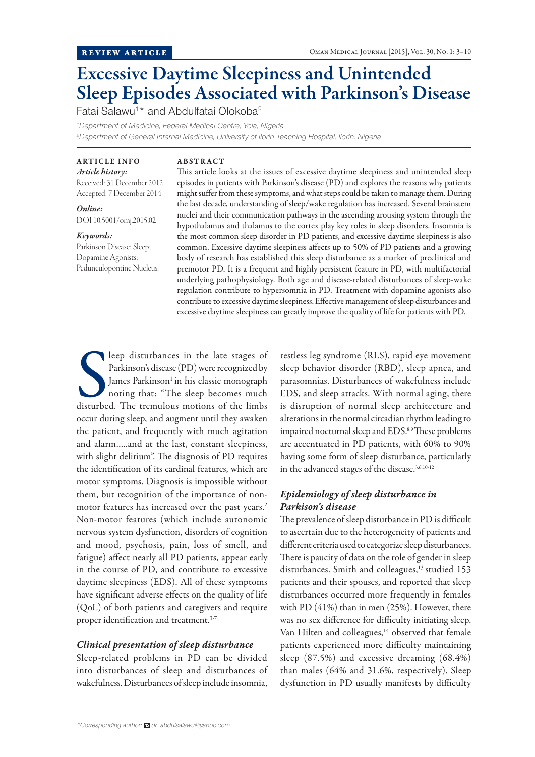REVIEW ARTICLE

# Excessive Daytime Sleepiness and Unintended Sleep Episodes Associated with Parkinson's Disease

Fatai Salawu[1]* and Abdulfatai Olokoba[2]

[1]Department of Medicine, Federal Medical Centre, Yola, Nigeria
[2]Department of General Internal Medicine, University of Ilorin Teaching Hospital, Ilorin. Nigeria

**ARTICLE INFO**

*Article history:*
Received: 31 December 2012
Accepted: 7 December 2014

*Online:*
DOI 10.5001/omj.2015.02

*Keywords:*
Parkinson Disease; Sleep; Dopamine Agonists; Pedunculopontine Nucleus.

**ABSTRACT**

This article looks at the issues of excessive daytime sleepiness and unintended sleep episodes in patients with Parkinson's disease (PD) and explores the reasons why patients might suffer from these symptoms, and what steps could be taken to manage them. During the last decade, understanding of sleep/wake regulation has increased. Several brainstem nuclei and their communication pathways in the ascending arousing system through the hypothalamus and thalamus to the cortex play key roles in sleep disorders. Insomnia is the most common sleep disorder in PD patients, and excessive daytime sleepiness is also common. Excessive daytime sleepiness affects up to 50% of PD patients and a growing body of research has established this sleep disturbance as a marker of preclinical and premotor PD. It is a frequent and highly persistent feature in PD, with multifactorial underlying pathophysiology. Both age and disease-related disturbances of sleep-wake regulation contribute to hypersomnia in PD. Treatment with dopamine agonists also contribute to excessive daytime sleepiness. Effective management of sleep disturbances and excessive daytime sleepiness can greatly improve the quality of life for patients with PD.

Sleep disturbances in the late stages of Parkinson's disease (PD) were recognized by James Parkinson[1] in his classic monograph noting that: "The sleep becomes much disturbed. The tremulous motions of the limbs occur during sleep, and augment until they awaken the patient, and frequently with much agitation and alarm.....and at the last, constant sleepiness, with slight delirium". The diagnosis of PD requires the identification of its cardinal features, which are motor symptoms. Diagnosis is impossible without them, but recognition of the importance of non-motor features has increased over the past years.[2] Non-motor features (which include autonomic nervous system dysfunction, disorders of cognition and mood, psychosis, pain, loss of smell, and fatigue) affect nearly all PD patients, appear early in the course of PD, and contribute to excessive daytime sleepiness (EDS). All of these symptoms have significant adverse effects on the quality of life (QoL) of both patients and caregivers and require proper identification and treatment.[3-7]

### *Clinical presentation of sleep disturbance*

Sleep-related problems in PD can be divided into disturbances of sleep and disturbances of wakefulness. Disturbances of sleep include insomnia, restless leg syndrome (RLS), rapid eye movement sleep behavior disorder (RBD), sleep apnea, and parasomnias. Disturbances of wakefulness include EDS, and sleep attacks. With normal aging, there is disruption of normal sleep architecture and alterations in the normal circadian rhythm leading to impaired nocturnal sleep and EDS.[8,9] These problems are accentuated in PD patients, with 60% to 90% having some form of sleep disturbance, particularly in the advanced stages of the disease.[3,6,10-12]

### *Epidemiology of sleep disturbance in Parkinson's disease*

The prevalence of sleep disturbance in PD is difficult to ascertain due to the heterogeneity of patients and different criteria used to categorize sleep disturbances. There is paucity of data on the role of gender in sleep disturbances. Smith and colleagues,[13] studied 153 patients and their spouses, and reported that sleep disturbances occurred more frequently in females with PD (41%) than in men (25%). However, there was no sex difference for difficulty initiating sleep. Van Hilten and colleagues,[14] observed that female patients experienced more difficulty maintaining sleep (87.5%) and excessive dreaming (68.4%) than males (64% and 31.6%, respectively). Sleep dysfunction in PD usually manifests by difficulty

*Corresponding author: dr_abdulsalawu@yahoo.com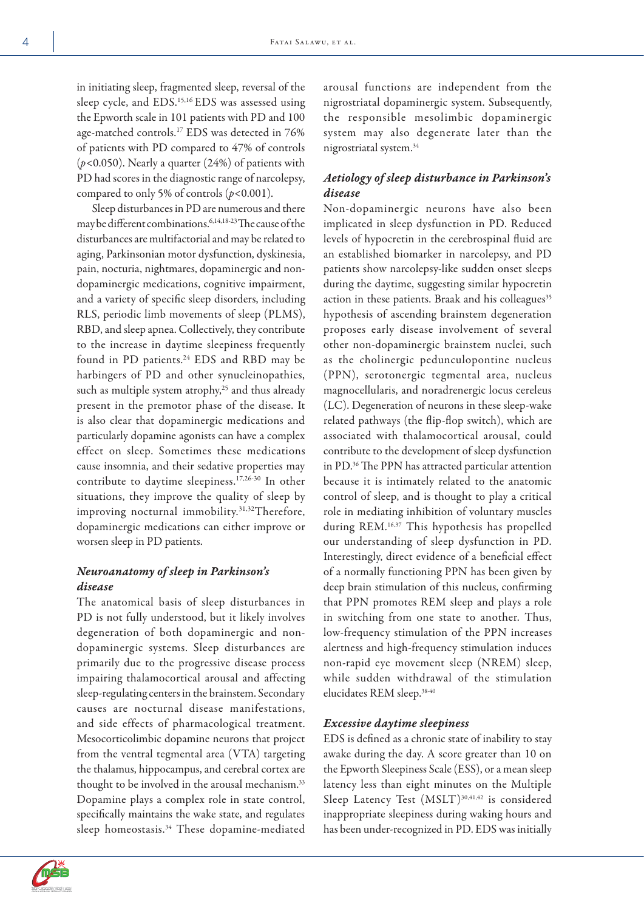in initiating sleep, fragmented sleep, reversal of the sleep cycle, and EDS.[15,16] EDS was assessed using the Epworth scale in 101 patients with PD and 100 age-matched controls.[17] EDS was detected in 76% of patients with PD compared to 47% of controls ($p<0.050$). Nearly a quarter (24%) of patients with PD had scores in the diagnostic range of narcolepsy, compared to only 5% of controls ($p<0.001$).

Sleep disturbances in PD are numerous and there may be different combinations.[6,14,18-23] The cause of the disturbances are multifactorial and may be related to aging, Parkinsonian motor dysfunction, dyskinesia, pain, nocturia, nightmares, dopaminergic and non-dopaminergic medications, cognitive impairment, and a variety of specific sleep disorders, including RLS, periodic limb movements of sleep (PLMS), RBD, and sleep apnea. Collectively, they contribute to the increase in daytime sleepiness frequently found in PD patients.[24] EDS and RBD may be harbingers of PD and other synucleinopathies, such as multiple system atrophy,[25] and thus already present in the premotor phase of the disease. It is also clear that dopaminergic medications and particularly dopamine agonists can have a complex effect on sleep. Sometimes these medications cause insomnia, and their sedative properties may contribute to daytime sleepiness.[17,26-30] In other situations, they improve the quality of sleep by improving nocturnal immobility.[31,32] Therefore, dopaminergic medications can either improve or worsen sleep in PD patients.

### *Neuroanatomy of sleep in Parkinson's disease*

The anatomical basis of sleep disturbances in PD is not fully understood, but it likely involves degeneration of both dopaminergic and non-dopaminergic systems. Sleep disturbances are primarily due to the progressive disease process impairing thalamocortical arousal and affecting sleep-regulating centers in the brainstem. Secondary causes are nocturnal disease manifestations, and side effects of pharmacological treatment. Mesocorticolimbic dopamine neurons that project from the ventral tegmental area (VTA) targeting the thalamus, hippocampus, and cerebral cortex are thought to be involved in the arousal mechanism.[33] Dopamine plays a complex role in state control, specifically maintains the wake state, and regulates sleep homeostasis.[34] These dopamine-mediated arousal functions are independent from the nigrostriatal dopaminergic system. Subsequently, the responsible mesolimbic dopaminergic system may also degenerate later than the nigrostriatal system.[34]

### *Aetiology of sleep disturbance in Parkinson's disease*

Non-dopaminergic neurons have also been implicated in sleep dysfunction in PD. Reduced levels of hypocretin in the cerebrospinal fluid are an established biomarker in narcolepsy, and PD patients show narcolepsy-like sudden onset sleeps during the daytime, suggesting similar hypocretin action in these patients. Braak and his colleagues[35] hypothesis of ascending brainstem degeneration proposes early disease involvement of several other non-dopaminergic brainstem nuclei, such as the cholinergic pedunculopontine nucleus (PPN), serotonergic tegmental area, nucleus magnocellularis, and noradrenergic locus cereleus (LC). Degeneration of neurons in these sleep-wake related pathways (the flip-flop switch), which are associated with thalamocortical arousal, could contribute to the development of sleep dysfunction in PD.[36] The PPN has attracted particular attention because it is intimately related to the anatomic control of sleep, and is thought to play a critical role in mediating inhibition of voluntary muscles during REM.[16,37] This hypothesis has propelled our understanding of sleep dysfunction in PD. Interestingly, direct evidence of a beneficial effect of a normally functioning PPN has been given by deep brain stimulation of this nucleus, confirming that PPN promotes REM sleep and plays a role in switching from one state to another. Thus, low-frequency stimulation of the PPN increases alertness and high-frequency stimulation induces non-rapid eye movement sleep (NREM) sleep, while sudden withdrawal of the stimulation elucidates REM sleep.[38-40]

### *Excessive daytime sleepiness*

EDS is defined as a chronic state of inability to stay awake during the day. A score greater than 10 on the Epworth Sleepiness Scale (ESS), or a mean sleep latency less than eight minutes on the Multiple Sleep Latency Test (MSLT)[30,41,42] is considered inappropriate sleepiness during waking hours and has been under-recognized in PD. EDS was initially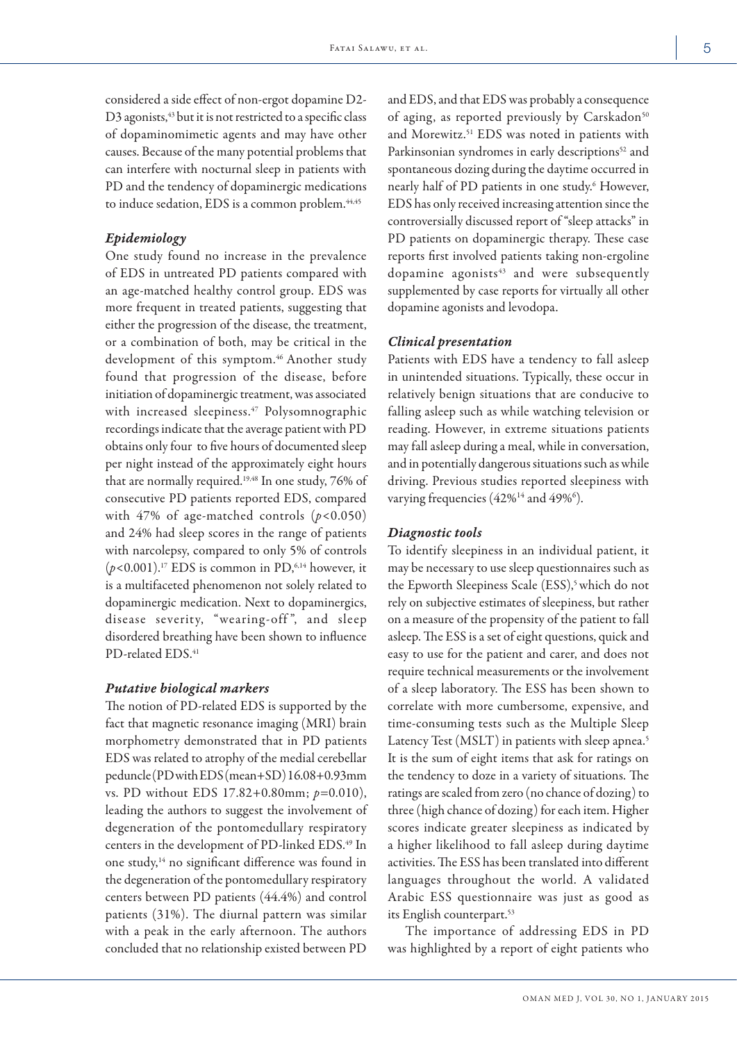considered a side effect of non-ergot dopamine D2-D3 agonists,[43] but it is not restricted to a specific class of dopaminomimetic agents and may have other causes. Because of the many potential problems that can interfere with nocturnal sleep in patients with PD and the tendency of dopaminergic medications to induce sedation, EDS is a common problem.[44,45]

### *Epidemiology*

One study found no increase in the prevalence of EDS in untreated PD patients compared with an age-matched healthy control group. EDS was more frequent in treated patients, suggesting that either the progression of the disease, the treatment, or a combination of both, may be critical in the development of this symptom.[46] Another study found that progression of the disease, before initiation of dopaminergic treatment, was associated with increased sleepiness.[47] Polysomnographic recordings indicate that the average patient with PD obtains only four to five hours of documented sleep per night instead of the approximately eight hours that are normally required.[19,48] In one study, 76% of consecutive PD patients reported EDS, compared with 47% of age-matched controls ($p<0.050$) and 24% had sleep scores in the range of patients with narcolepsy, compared to only 5% of controls ($p<0.001$).[17] EDS is common in PD,[6,14] however, it is a multifaceted phenomenon not solely related to dopaminergic medication. Next to dopaminergics, disease severity, "wearing-off", and sleep disordered breathing have been shown to influence PD-related EDS.[41]

### *Putative biological markers*

The notion of PD-related EDS is supported by the fact that magnetic resonance imaging (MRI) brain morphometry demonstrated that in PD patients EDS was related to atrophy of the medial cerebellar peduncle (PD with EDS (mean+SD) 16.08+0.93mm vs. PD without EDS 17.82+0.80mm; $p=0.010$), leading the authors to suggest the involvement of degeneration of the pontomedullary respiratory centers in the development of PD-linked EDS.[49] In one study,[14] no significant difference was found in the degeneration of the pontomedullary respiratory centers between PD patients (44.4%) and control patients (31%). The diurnal pattern was similar with a peak in the early afternoon. The authors concluded that no relationship existed between PD and EDS, and that EDS was probably a consequence of aging, as reported previously by Carskadon[50] and Morewitz.[51] EDS was noted in patients with Parkinsonian syndromes in early descriptions[52] and spontaneous dozing during the daytime occurred in nearly half of PD patients in one study.[6] However, EDS has only received increasing attention since the controversially discussed report of "sleep attacks" in PD patients on dopaminergic therapy. These case reports first involved patients taking non-ergoline dopamine agonists[43] and were subsequently supplemented by case reports for virtually all other dopamine agonists and levodopa.

### *Clinical presentation*

Patients with EDS have a tendency to fall asleep in unintended situations. Typically, these occur in relatively benign situations that are conducive to falling asleep such as while watching television or reading. However, in extreme situations patients may fall asleep during a meal, while in conversation, and in potentially dangerous situations such as while driving. Previous studies reported sleepiness with varying frequencies (42%[14] and 49%[6]).

### *Diagnostic tools*

To identify sleepiness in an individual patient, it may be necessary to use sleep questionnaires such as the Epworth Sleepiness Scale (ESS),[5] which do not rely on subjective estimates of sleepiness, but rather on a measure of the propensity of the patient to fall asleep. The ESS is a set of eight questions, quick and easy to use for the patient and carer, and does not require technical measurements or the involvement of a sleep laboratory. The ESS has been shown to correlate with more cumbersome, expensive, and time-consuming tests such as the Multiple Sleep Latency Test (MSLT) in patients with sleep apnea.[5] It is the sum of eight items that ask for ratings on the tendency to doze in a variety of situations. The ratings are scaled from zero (no chance of dozing) to three (high chance of dozing) for each item. Higher scores indicate greater sleepiness as indicated by a higher likelihood to fall asleep during daytime activities. The ESS has been translated into different languages throughout the world. A validated Arabic ESS questionnaire was just as good as its English counterpart.[53]

The importance of addressing EDS in PD was highlighted by a report of eight patients who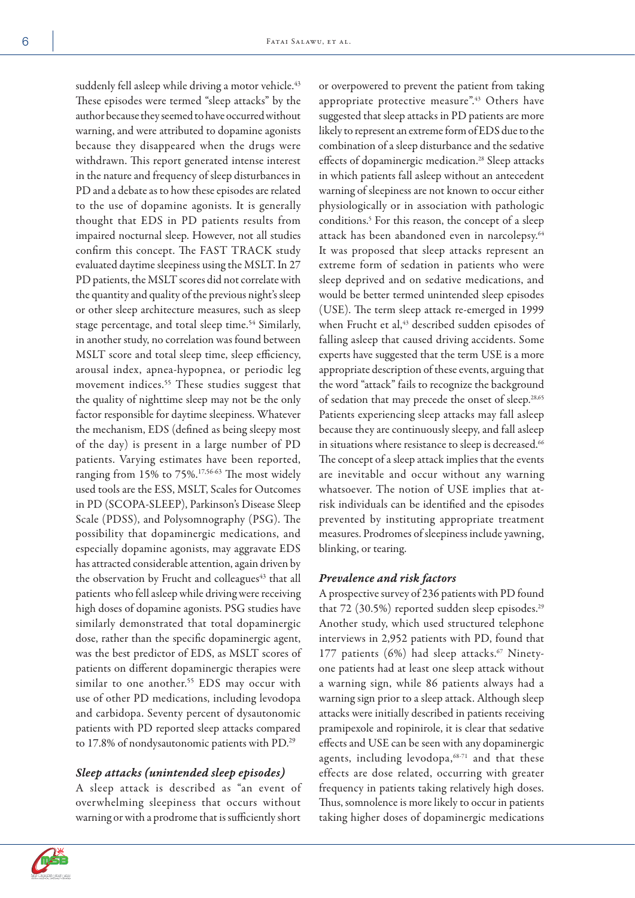suddenly fell asleep while driving a motor vehicle.[43] These episodes were termed "sleep attacks" by the author because they seemed to have occurred without warning, and were attributed to dopamine agonists because they disappeared when the drugs were withdrawn. This report generated intense interest in the nature and frequency of sleep disturbances in PD and a debate as to how these episodes are related to the use of dopamine agonists. It is generally thought that EDS in PD patients results from impaired nocturnal sleep. However, not all studies confirm this concept. The FAST TRACK study evaluated daytime sleepiness using the MSLT. In 27 PD patients, the MSLT scores did not correlate with the quantity and quality of the previous night's sleep or other sleep architecture measures, such as sleep stage percentage, and total sleep time.[54] Similarly, in another study, no correlation was found between MSLT score and total sleep time, sleep efficiency, arousal index, apnea-hypopnea, or periodic leg movement indices.[55] These studies suggest that the quality of nighttime sleep may not be the only factor responsible for daytime sleepiness. Whatever the mechanism, EDS (defined as being sleepy most of the day) is present in a large number of PD patients. Varying estimates have been reported, ranging from 15% to 75%.[17,56-63] The most widely used tools are the ESS, MSLT, Scales for Outcomes in PD (SCOPA-SLEEP), Parkinson's Disease Sleep Scale (PDSS), and Polysomnography (PSG). The possibility that dopaminergic medications, and especially dopamine agonists, may aggravate EDS has attracted considerable attention, again driven by the observation by Frucht and colleagues[43] that all patients who fell asleep while driving were receiving high doses of dopamine agonists. PSG studies have similarly demonstrated that total dopaminergic dose, rather than the specific dopaminergic agent, was the best predictor of EDS, as MSLT scores of patients on different dopaminergic therapies were similar to one another.[55] EDS may occur with use of other PD medications, including levodopa and carbidopa. Seventy percent of dysautonomic patients with PD reported sleep attacks compared to 17.8% of nondysautonomic patients with PD.[29]

### *Sleep attacks (unintended sleep episodes)*

A sleep attack is described as "an event of overwhelming sleepiness that occurs without warning or with a prodrome that is sufficiently short or overpowered to prevent the patient from taking appropriate protective measure".[43] Others have suggested that sleep attacks in PD patients are more likely to represent an extreme form of EDS due to the combination of a sleep disturbance and the sedative effects of dopaminergic medication.[28] Sleep attacks in which patients fall asleep without an antecedent warning of sleepiness are not known to occur either physiologically or in association with pathologic conditions.[5] For this reason, the concept of a sleep attack has been abandoned even in narcolepsy.[64] It was proposed that sleep attacks represent an extreme form of sedation in patients who were sleep deprived and on sedative medications, and would be better termed unintended sleep episodes (USE). The term sleep attack re-emerged in 1999 when Frucht et al,[43] described sudden episodes of falling asleep that caused driving accidents. Some experts have suggested that the term USE is a more appropriate description of these events, arguing that the word "attack" fails to recognize the background of sedation that may precede the onset of sleep.[28,65] Patients experiencing sleep attacks may fall asleep because they are continuously sleepy, and fall asleep in situations where resistance to sleep is decreased.[66] The concept of a sleep attack implies that the events are inevitable and occur without any warning whatsoever. The notion of USE implies that at-risk individuals can be identified and the episodes prevented by instituting appropriate treatment measures. Prodromes of sleepiness include yawning, blinking, or tearing.

### *Prevalence and risk factors*

A prospective survey of 236 patients with PD found that 72 (30.5%) reported sudden sleep episodes.[29] Another study, which used structured telephone interviews in 2,952 patients with PD, found that 177 patients (6%) had sleep attacks.[67] Ninety-one patients had at least one sleep attack without a warning sign, while 86 patients always had a warning sign prior to a sleep attack. Although sleep attacks were initially described in patients receiving pramipexole and ropinirole, it is clear that sedative effects and USE can be seen with any dopaminergic agents, including levodopa,[68-71] and that these effects are dose related, occurring with greater frequency in patients taking relatively high doses. Thus, somnolence is more likely to occur in patients taking higher doses of dopaminergic medications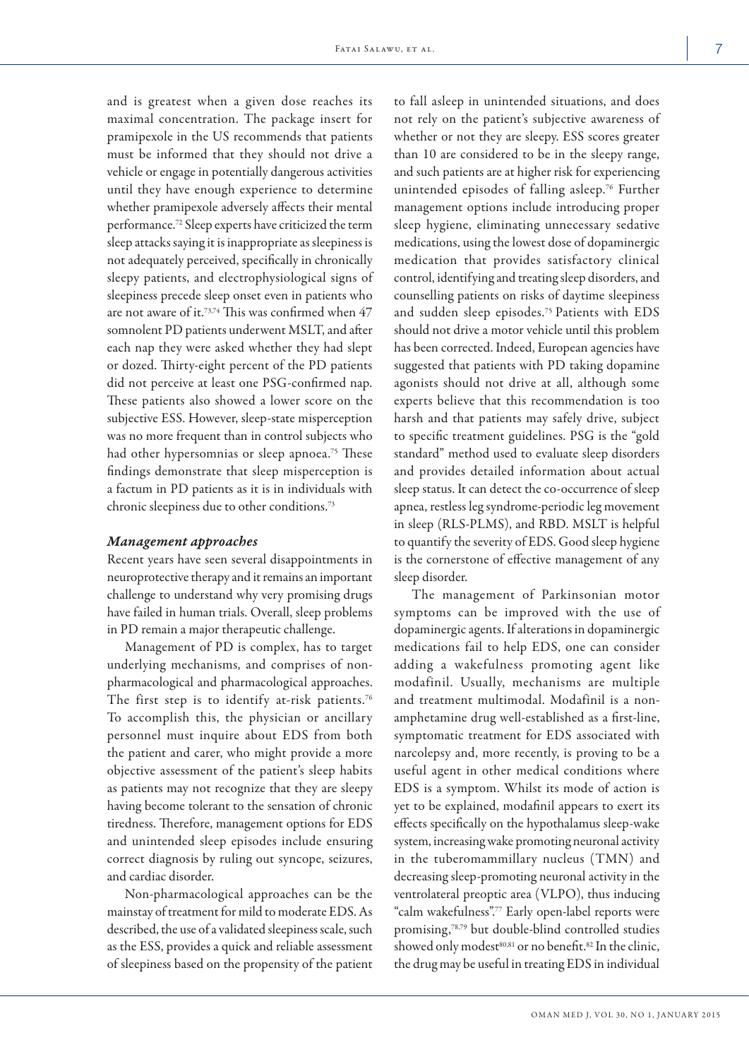and is greatest when a given dose reaches its maximal concentration. The package insert for pramipexole in the US recommends that patients must be informed that they should not drive a vehicle or engage in potentially dangerous activities until they have enough experience to determine whether pramipexole adversely affects their mental performance.[72] Sleep experts have criticized the term sleep attacks saying it is inappropriate as sleepiness is not adequately perceived, specifically in chronically sleepy patients, and electrophysiological signs of sleepiness precede sleep onset even in patients who are not aware of it.[73,74] This was confirmed when 47 somnolent PD patients underwent MSLT, and after each nap they were asked whether they had slept or dozed. Thirty-eight percent of the PD patients did not perceive at least one PSG-confirmed nap. These patients also showed a lower score on the subjective ESS. However, sleep-state misperception was no more frequent than in control subjects who had other hypersomnias or sleep apnoea.[75] These findings demonstrate that sleep misperception is a factum in PD patients as it is in individuals with chronic sleepiness due to other conditions.[73]

### *Management approaches*

Recent years have seen several disappointments in neuroprotective therapy and it remains an important challenge to understand why very promising drugs have failed in human trials. Overall, sleep problems in PD remain a major therapeutic challenge.

Management of PD is complex, has to target underlying mechanisms, and comprises of non-pharmacological and pharmacological approaches. The first step is to identify at-risk patients.[76] To accomplish this, the physician or ancillary personnel must inquire about EDS from both the patient and carer, who might provide a more objective assessment of the patient's sleep habits as patients may not recognize that they are sleepy having become tolerant to the sensation of chronic tiredness. Therefore, management options for EDS and unintended sleep episodes include ensuring correct diagnosis by ruling out syncope, seizures, and cardiac disorder.

Non-pharmacological approaches can be the mainstay of treatment for mild to moderate EDS. As described, the use of a validated sleepiness scale, such as the ESS, provides a quick and reliable assessment of sleepiness based on the propensity of the patient to fall asleep in unintended situations, and does not rely on the patient's subjective awareness of whether or not they are sleepy. ESS scores greater than 10 are considered to be in the sleepy range, and such patients are at higher risk for experiencing unintended episodes of falling asleep.[76] Further management options include introducing proper sleep hygiene, eliminating unnecessary sedative medications, using the lowest dose of dopaminergic medication that provides satisfactory clinical control, identifying and treating sleep disorders, and counselling patients on risks of daytime sleepiness and sudden sleep episodes.[75] Patients with EDS should not drive a motor vehicle until this problem has been corrected. Indeed, European agencies have suggested that patients with PD taking dopamine agonists should not drive at all, although some experts believe that this recommendation is too harsh and that patients may safely drive, subject to specific treatment guidelines. PSG is the "gold standard" method used to evaluate sleep disorders and provides detailed information about actual sleep status. It can detect the co-occurrence of sleep apnea, restless leg syndrome-periodic leg movement in sleep (RLS-PLMS), and RBD. MSLT is helpful to quantify the severity of EDS. Good sleep hygiene is the cornerstone of effective management of any sleep disorder.

The management of Parkinsonian motor symptoms can be improved with the use of dopaminergic agents. If alterations in dopaminergic medications fail to help EDS, one can consider adding a wakefulness promoting agent like modafinil. Usually, mechanisms are multiple and treatment multimodal. Modafinil is a non-amphetamine drug well-established as a first-line, symptomatic treatment for EDS associated with narcolepsy and, more recently, is proving to be a useful agent in other medical conditions where EDS is a symptom. Whilst its mode of action is yet to be explained, modafinil appears to exert its effects specifically on the hypothalamus sleep-wake system, increasing wake promoting neuronal activity in the tuberomammillary nucleus (TMN) and decreasing sleep-promoting neuronal activity in the ventrolateral preoptic area (VLPO), thus inducing "calm wakefulness".[77] Early open-label reports were promising,[78,79] but double-blind controlled studies showed only modest[80,81] or no benefit.[82] In the clinic, the drug may be useful in treating EDS in individual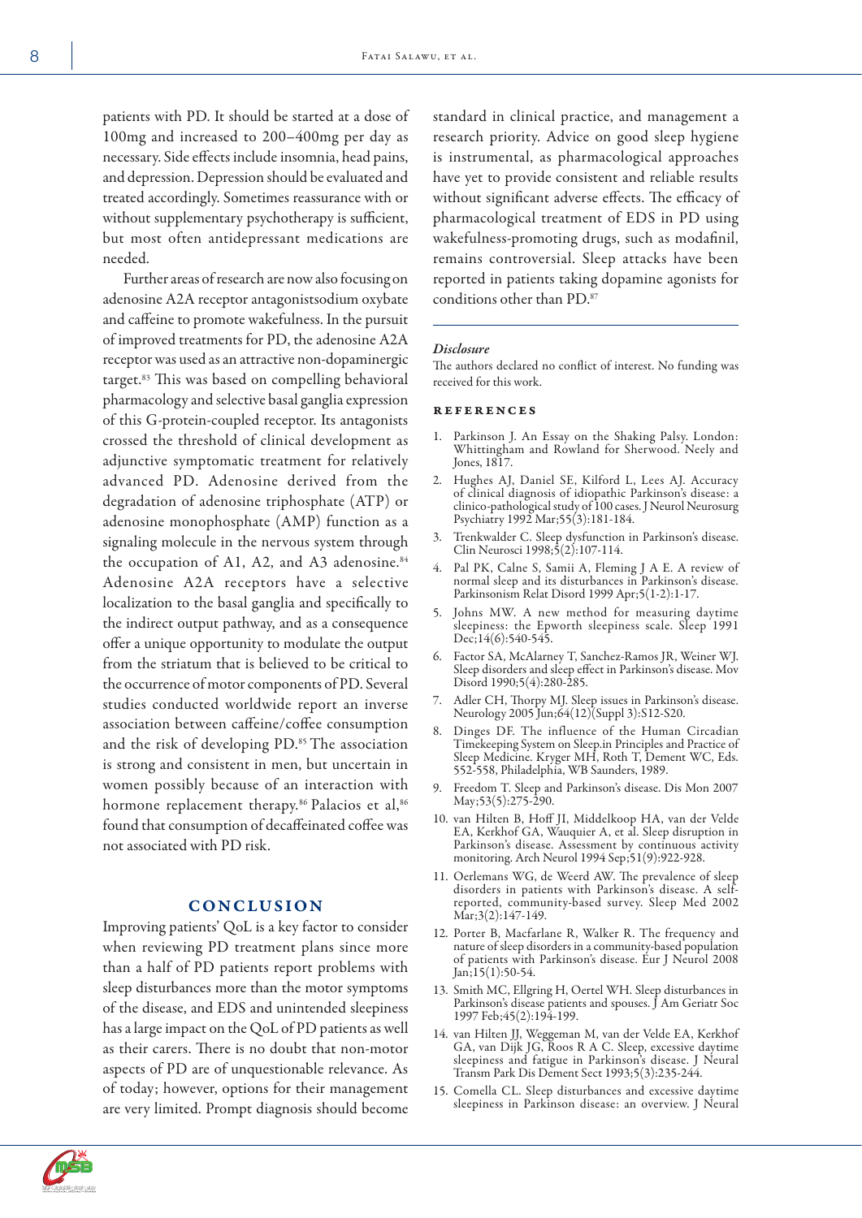patients with PD. It should be started at a dose of 100mg and increased to 200–400mg per day as necessary. Side effects include insomnia, head pains, and depression. Depression should be evaluated and treated accordingly. Sometimes reassurance with or without supplementary psychotherapy is sufficient, but most often antidepressant medications are needed.

Further areas of research are now also focusing on adenosine A2A receptor antagonistsodium oxybate and caffeine to promote wakefulness. In the pursuit of improved treatments for PD, the adenosine A2A receptor was used as an attractive non-dopaminergic target.[83] This was based on compelling behavioral pharmacology and selective basal ganglia expression of this G-protein-coupled receptor. Its antagonists crossed the threshold of clinical development as adjunctive symptomatic treatment for relatively advanced PD. Adenosine derived from the degradation of adenosine triphosphate (ATP) or adenosine monophosphate (AMP) function as a signaling molecule in the nervous system through the occupation of A1, A2, and A3 adenosine.[84] Adenosine A2A receptors have a selective localization to the basal ganglia and specifically to the indirect output pathway, and as a consequence offer a unique opportunity to modulate the output from the striatum that is believed to be critical to the occurrence of motor components of PD. Several studies conducted worldwide report an inverse association between caffeine/coffee consumption and the risk of developing PD.[85] The association is strong and consistent in men, but uncertain in women possibly because of an interaction with hormone replacement therapy.[86] Palacios et al,[86] found that consumption of decaffeinated coffee was not associated with PD risk.

## CONCLUSION

Improving patients' QoL is a key factor to consider when reviewing PD treatment plans since more than a half of PD patients report problems with sleep disturbances more than the motor symptoms of the disease, and EDS and unintended sleepiness has a large impact on the QoL of PD patients as well as their carers. There is no doubt that non-motor aspects of PD are of unquestionable relevance. As of today; however, options for their management are very limited. Prompt diagnosis should become standard in clinical practice, and management a research priority. Advice on good sleep hygiene is instrumental, as pharmacological approaches have yet to provide consistent and reliable results without significant adverse effects. The efficacy of pharmacological treatment of EDS in PD using wakefulness-promoting drugs, such as modafinil, remains controversial. Sleep attacks have been reported in patients taking dopamine agonists for conditions other than PD.[87]

### *Disclosure*

The authors declared no conflict of interest. No funding was received for this work.

## REFERENCES

1. Parkinson J. An Essay on the Shaking Palsy. London: Whittingham and Rowland for Sherwood. Neely and Jones, 1817.
2. Hughes AJ, Daniel SE, Kilford L, Lees AJ. Accuracy of clinical diagnosis of idiopathic Parkinson's disease: a clinico-pathological study of 100 cases. J Neurol Neurosurg Psychiatry 1992 Mar;55(3):181-184.
3. Trenkwalder C. Sleep dysfunction in Parkinson's disease. Clin Neurosci 1998;5(2):107-114.
4. Pal PK, Calne S, Samii A, Fleming J A E. A review of normal sleep and its disturbances in Parkinson's disease. Parkinsonism Relat Disord 1999 Apr;5(1-2):1-17.
5. Johns MW. A new method for measuring daytime sleepiness: the Epworth sleepiness scale. Sleep 1991 Dec;14(6):540-545.
6. Factor SA, McAlarney T, Sanchez-Ramos JR, Weiner WJ. Sleep disorders and sleep effect in Parkinson's disease. Mov Disord 1990;5(4):280-285.
7. Adler CH, Thorpy MJ. Sleep issues in Parkinson's disease. Neurology 2005 Jun;64(12)(Suppl 3):S12-S20.
8. Dinges DF. The influence of the Human Circadian Timekeeping System on Sleep.in Principles and Practice of Sleep Medicine. Kryger MH, Roth T, Dement WC, Eds. 552-558, Philadelphia, WB Saunders, 1989.
9. Freedom T. Sleep and Parkinson's disease. Dis Mon 2007 May;53(5):275-290.
10. van Hilten B, Hoff JI, Middelkoop HA, van der Velde EA, Kerkhof GA, Wauquier A, et al. Sleep disruption in Parkinson's disease. Assessment by continuous activity monitoring. Arch Neurol 1994 Sep;51(9):922-928.
11. Oerlemans WG, de Weerd AW. The prevalence of sleep disorders in patients with Parkinson's disease. A self-reported, community-based survey. Sleep Med 2002 Mar;3(2):147-149.
12. Porter B, Macfarlane R, Walker R. The frequency and nature of sleep disorders in a community-based population of patients with Parkinson's disease. Eur J Neurol 2008 Jan;15(1):50-54.
13. Smith MC, Ellgring H, Oertel WH. Sleep disturbances in Parkinson's disease patients and spouses. J Am Geriatr Soc 1997 Feb;45(2):194-199.
14. van Hilten JJ, Weggeman M, van der Velde EA, Kerkhof GA, van Dijk JG, Roos R A C. Sleep, excessive daytime sleepiness and fatigue in Parkinson's disease. J Neural Transm Park Dis Dement Sect 1993;5(3):235-244.
15. Comella CL. Sleep disturbances and excessive daytime sleepiness in Parkinson disease: an overview. J Neural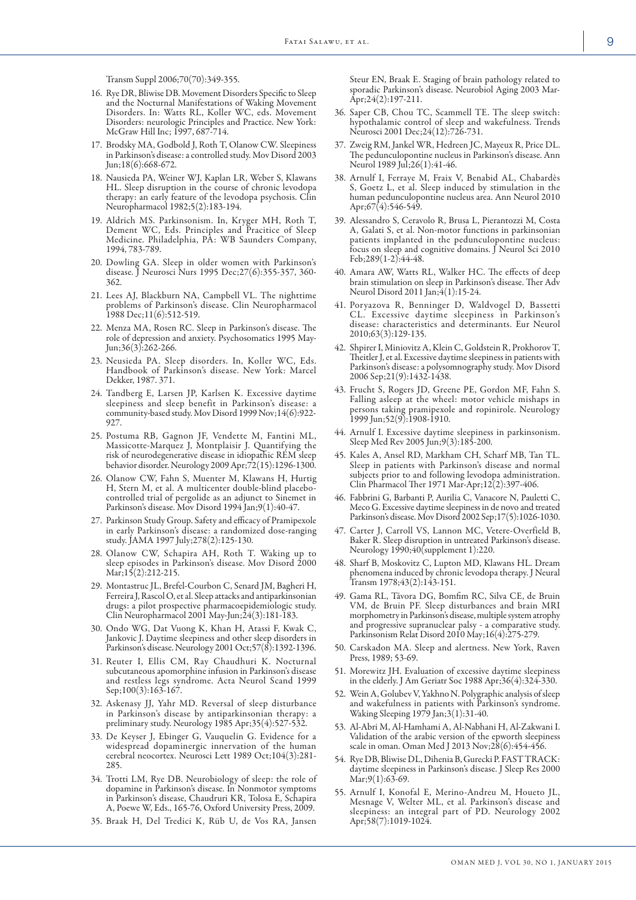Transm Suppl 2006;70(70):349-355.

16. Rye DR, Bliwise DB. Movement Disorders Specific to Sleep and the Nocturnal Manifestations of Waking Movement Disorders. In: Watts RL, Koller WC, eds. Movement Disorders: neurologic Principles and Practice. New York: McGraw Hill Inc; 1997, 687-714.
17. Brodsky MA, Godbold J, Roth T, Olanow CW. Sleepiness in Parkinson's disease: a controlled study. Mov Disord 2003 Jun;18(6):668-672.
18. Nausieda PA, Weiner WJ, Kaplan LR, Weber S, Klawans HL. Sleep disruption in the course of chronic levodopa therapy: an early feature of the levodopa psychosis. Clin Neuropharmacol 1982;5(2):183-194.
19. Aldrich MS. Parkinsonism. In, Kryger MH, Roth T, Dement WC, Eds. Principles and Pracitice of Sleep Medicine. Philadelphia, PA: WB Saunders Company, 1994, 783-789.
20. Dowling GA. Sleep in older women with Parkinson's disease. J Neurosci Nurs 1995 Dec;27(6):355-357, 360-362.
21. Lees AJ, Blackburn NA, Campbell VL. The nighttime problems of Parkinson's disease. Clin Neuropharmacol 1988 Dec;11(6):512-519.
22. Menza MA, Rosen RC. Sleep in Parkinson's disease. The role of depression and anxiety. Psychosomatics 1995 May-Jun;36(3):262-266.
23. Neusieda PA. Sleep disorders. In, Koller WC, Eds. Handbook of Parkinson's disease. New York: Marcel Dekker, 1987. 371.
24. Tandberg E, Larsen JP, Karlsen K. Excessive daytime sleepiness and sleep benefit in Parkinson's disease: a community-based study. Mov Disord 1999 Nov;14(6):922-927.
25. Postuma RB, Gagnon JF, Vendette M, Fantini ML, Massicotte-Marquez J, Montplaisir J. Quantifying the risk of neurodegenerative disease in idiopathic REM sleep behavior disorder. Neurology 2009 Apr;72(15):1296-1300.
26. Olanow CW, Fahn S, Muenter M, Klawans H, Hurtig H, Stern M, et al. A multicenter double-blind placebo-controlled trial of pergolide as an adjunct to Sinemet in Parkinson's disease. Mov Disord 1994 Jan;9(1):40-47.
27. Parkinson Study Group. Safety and efficacy of Pramipexole in early Parkinson's disease: a randomized dose-ranging study. JAMA 1997 July;278(2):125-130.
28. Olanow CW, Schapira AH, Roth T. Waking up to sleep episodes in Parkinson's disease. Mov Disord 2000 Mar;15(2):212-215.
29. Montastruc JL, Brefel-Courbon C, Senard JM, Bagheri H, Ferreira J, Rascol O, et al. Sleep attacks and antiparkinsonian drugs: a pilot prospective pharmacoepidemiologic study. Clin Neuropharmacol 2001 May-Jun;24(3):181-183.
30. Ondo WG, Dat Vuong K, Khan H, Atassi F, Kwak C, Jankovic J. Daytime sleepiness and other sleep disorders in Parkinson's disease. Neurology 2001 Oct;57(8):1392-1396.
31. Reuter I, Ellis CM, Ray Chaudhuri K. Nocturnal subcutaneous apomorphine infusion in Parkinson's disease and restless legs syndrome. Acta Neurol Scand 1999 Sep;100(3):163-167.
32. Askenasy JJ, Yahr MD. Reversal of sleep disturbance in Parkinson's disease by antiparkinsonian therapy: a preliminary study. Neurology 1985 Apr;35(4):527-532.
33. De Keyser J, Ebinger G, Vauquelin G. Evidence for a widespread dopaminergic innervation of the human cerebral neocortex. Neurosci Lett 1989 Oct;104(3):281-285.
34. Trotti LM, Rye DB. Neurobiology of sleep: the role of dopamine in Parkinson's disease. In Nonmotor symptoms in Parkinson's disease, Chaudruri KR, Tolosa E, Schapira A, Poewe W, Eds., 165-76, Oxford University Press, 2009.
35. Braak H, Del Tredici K, Rüb U, de Vos RA, Jansen Steur EN, Braak E. Staging of brain pathology related to sporadic Parkinson's disease. Neurobiol Aging 2003 Mar-Apr;24(2):197-211.
36. Saper CB, Chou TC, Scammell TE. The sleep switch: hypothalamic control of sleep and wakefulness. Trends Neurosci 2001 Dec;24(12):726-731.
37. Zweig RM, Jankel WR, Hedreen JC, Mayeux R, Price DL. The pedunculopontine nucleus in Parkinson's disease. Ann Neurol 1989 Jul;26(1):41-46.
38. Arnulf I, Ferraye M, Fraix V, Benabid AL, Chabardès S, Goetz L, et al. Sleep induced by stimulation in the human pedunculopontine nucleus area. Ann Neurol 2010 Apr;67(4):546-549.
39. Alessandro S, Ceravolo R, Brusa L, Pierantozzi M, Costa A, Galati S, et al. Non-motor functions in parkinsonian patients implanted in the pedunculopontine nucleus: focus on sleep and cognitive domains. J Neurol Sci 2010 Feb;289(1-2):44-48.
40. Amara AW, Watts RL, Walker HC. The effects of deep brain stimulation on sleep in Parkinson's disease. Ther Adv Neurol Disord 2011 Jan;4(1):15-24.
41. Poryazova R, Benninger D, Waldvogel D, Bassetti CL. Excessive daytime sleepiness in Parkinson's disease: characteristics and determinants. Eur Neurol 2010;63(3):129-135.
42. Shpirer I, Miniovitz A, Klein C, Goldstein R, Prokhorov T, Theitler J, et al. Excessive daytime sleepiness in patients with Parkinson's disease: a polysomnography study. Mov Disord 2006 Sep;21(9):1432-1438.
43. Frucht S, Rogers JD, Greene PE, Gordon MF, Fahn S. Falling asleep at the wheel: motor vehicle mishaps in persons taking pramipexole and ropinirole. Neurology 1999 Jun;52(9):1908-1910.
44. Arnulf I. Excessive daytime sleepiness in parkinsonism. Sleep Med Rev 2005 Jun;9(3):185-200.
45. Kales A, Ansel RD, Markham CH, Scharf MB, Tan TL. Sleep in patients with Parkinson's disease and normal subjects prior to and following levodopa administration. Clin Pharmacol Ther 1971 Mar-Apr;12(2):397-406.
46. Fabbrini G, Barbanti P, Aurilia C, Vanacore N, Pauletti C, Meco G. Excessive daytime sleepiness in de novo and treated Parkinson's disease. Mov Disord 2002 Sep;17(5):1026-1030.
47. Carter J, Carroll VS, Lannon MC, Vetere-Overfield B, Baker R. Sleep disruption in untreated Parkinson's disease. Neurology 1990;40(supplement 1):220.
48. Sharf B, Moskovitz C, Lupton MD, Klawans HL. Dream phenomena induced by chronic levodopa therapy. J Neural Transm 1978;43(2):143-151.
49. Gama RL, Távora DG, Bomfim RC, Silva CE, de Bruin VM, de Bruin PF. Sleep disturbances and brain MRI morphometry in Parkinson's disease, multiple system atrophy and progressive supranuclear palsy - a comparative study. Parkinsonism Relat Disord 2010 May;16(4):275-279.
50. Carskadon MA. Sleep and alertness. New York, Raven Press, 1989; 53-69.
51. Morewitz JH. Evaluation of excessive daytime sleepiness in the elderly. J Am Geriatr Soc 1988 Apr;36(4):324-330.
52. Wein A, Golubev V, Yakhno N. Polygraphic analysis of sleep and wakefulness in patients with Parkinson's syndrome. Waking Sleeping 1979 Jan;3(1):31-40.
53. Al-Abri M, Al-Hamhami A, Al-Nabhani H, Al-Zakwani I. Validation of the arabic version of the epworth sleepiness scale in oman. Oman Med J 2013 Nov;28(6):454-456.
54. Rye DB, Bliwise DL, Dihenia B, Gurecki P. FAST TRACK: daytime sleepiness in Parkinson's disease. J Sleep Res 2000 Mar;9(1):63-69.
55. Arnulf I, Konofal E, Merino-Andreu M, Houeto JL, Mesnage V, Welter ML, et al. Parkinson's disease and sleepiness: an integral part of PD. Neurology 2002 Apr;58(7):1019-1024.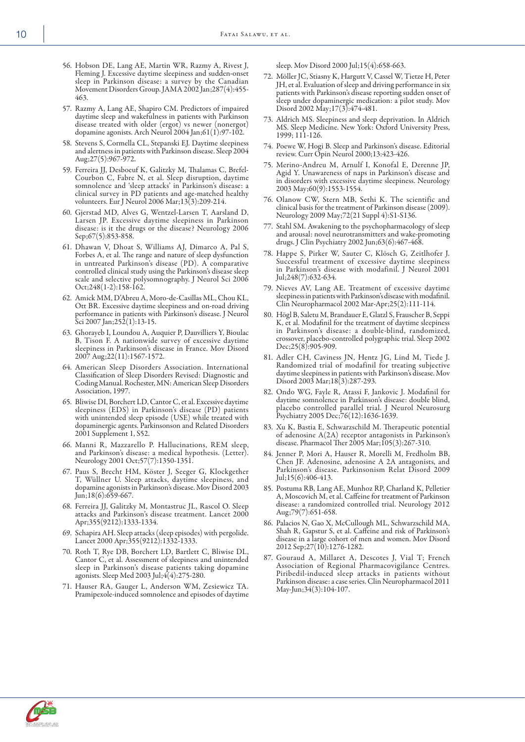56. Hobson DE, Lang AE, Martin WR, Razmy A, Rivest J, Fleming J. Excessive daytime sleepiness and sudden-onset sleep in Parkinson disease: a survey by the Canadian Movement Disorders Group. JAMA 2002 Jan;287(4):455-463.
57. Razmy A, Lang AE, Shapiro CM. Predictors of impaired daytime sleep and wakefulness in patients with Parkinson disease treated with older (ergot) vs newer (nonergot) dopamine agonists. Arch Neurol 2004 Jan;61(1):97-102.
58. Stevens S, Cormella CL, Stepanski EJ. Daytime sleepiness and alertness in patients with Parkinson disease. Sleep 2004 Aug;27(5):967-972.
59. Ferreira JJ, Desboeuf K, Galitzky M, Thalamas C, Brefel-Courbon C, Fabre N, et al. Sleep disruption, daytime somnolence and 'sleep attacks' in Parkinson's disease: a clinical survey in PD patients and age-matched healthy volunteers. Eur J Neurol 2006 Mar;13(3):209-214.
60. Gjerstad MD, Alves G, Wentzel-Larsen T, Aarsland D, Larsen JP. Excessive daytime sleepiness in Parkinson disease: is it the drugs or the disease? Neurology 2006 Sep;67(5):853-858.
61. Dhawan V, Dhoat S, Williams AJ, Dimarco A, Pal S, Forbes A, et al. The range and nature of sleep dysfunction in untreated Parkinson's disease (PD). A comparative controlled clinical study using the Parkinson's disease sleep scale and selective polysomnography. J Neurol Sci 2006 Oct;248(1-2):158-162.
62. Amick MM, D'Abreu A, Moro-de-Casillas ML, Chou KL, Ott BR. Excessive daytime sleepiness and on-road driving performance in patients with Parkinson's disease. J Neurol Sci 2007 Jan;252(1):13-15.
63. Ghorayeb I, Loundou A, Auquier P, Dauvilliers Y, Bioulac B, Tison F. A nationwide survey of excessive daytime sleepiness in Parkinson's disease in France. Mov Disord 2007 Aug;22(11):1567-1572.
64. American Sleep Disorders Association. International Classification of Sleep Disorders Revised: Diagnostic and Coding Manual. Rochester, MN: American Sleep Disorders Association, 1997.
65. Bliwise DI, Borchert LD, Cantor C, et al. Excessive daytime sleepiness (EDS) in Parkinson's disease (PD) patients with unintended sleep episode (USE) while treated with dopaminergic agents. Parkinsonson and Related Disorders 2001 Supplement 1, S52.
66. Manni R, Mazzarello P. Hallucinations, REM sleep, and Parkinson's disease: a medical hypothesis. (Letter). Neurology 2001 Oct;57(7):1350-1351.
67. Paus S, Brecht HM, Köster J, Seeger G, Klockgether T, Wüllner U. Sleep attacks, daytime sleepiness, and dopamine agonists in Parkinson's disease. Mov Disord 2003 Jun;18(6):659-667.
68. Ferreira JJ, Galitzky M, Montastruc JL, Rascol O. Sleep attacks and Parkinson's disease treatment. Lancet 2000 Apr;355(9212):1333-1334.
69. Schapira AH. Sleep attacks (sleep episodes) with pergolide. Lancet 2000 Apr;355(9212):1332-1333.
70. Roth T, Rye DB, Borchert LD, Bartlett C, Bliwise DL, Cantor C, et al. Assessment of sleepiness and unintended sleep in Parkinson's disease patients taking dopamine agonists. Sleep Med 2003 Jul;4(4):275-280.
71. Hauser RA, Gauger L, Anderson WM, Zesiewicz TA. Pramipexole-induced somnolence and episodes of daytime sleep. Mov Disord 2000 Jul;15(4):658-663.
72. Möller JC, Stiasny K, Hargutt V, Cassel W, Tietze H, Peter JH, et al. Evaluation of sleep and driving performance in six patients with Parkinson's disease reporting sudden onset of sleep under dopaminergic medication: a pilot study. Mov Disord 2002 May;17(3):474-481.
73. Aldrich MS. Sleepiness and sleep deprivation. In Aldrich MS. Sleep Medicine. New York: Oxford University Press, 1999; 111-126.
74. Poewe W, Hogi B. Sleep and Parkinson's disease. Editorial review. Curr Opin Neurol 2000;13:423-426.
75. Merino-Andreu M, Arnulf I, Konofal E, Derenne JP, Agid Y. Unawareness of naps in Parkinson's disease and in disorders with excessive daytime sleepiness. Neurology 2003 May;60(9):1553-1554.
76. Olanow CW, Stern MB, Sethi K. The scientific and clinical basis for the treatment of Parkinson disease (2009). Neurology 2009 May;72(21 Suppl 4):S1-S136.
77. Stahl SM. Awakening to the psychopharmacology of sleep and arousal: novel neurotransmitters and wake-promoting drugs. J Clin Psychiatry 2002 Jun;63(6):467-468.
78. Happe S, Pirker W, Sauter C, Klösch G, Zeitlhofer J. Successful treatment of excessive daytime sleepiness in Parkinson's disease with modafinil. J Neurol 2001 Jul;248(7):632-634.
79. Nieves AV, Lang AE. Treatment of excessive daytime sleepiness in patients with Parkinson's disease with modafinil. Clin Neuropharmacol 2002 Mar-Apr;25(2):111-114.
80. Högl B, Saletu M, Brandauer E, Glatzl S, Frauscher B, Seppi K, et al. Modafinil for the treatment of daytime sleepiness in Parkinson's disease: a double-blind, randomized, crossover, placebo-controlled polygraphic trial. Sleep 2002 Dec;25(8):905-909.
81. Adler CH, Caviness JN, Hentz JG, Lind M, Tiede J. Randomized trial of modafinil for treating subjective daytime sleepiness in patients with Parkinson's disease. Mov Disord 2003 Mar;18(3):287-293.
82. Ondo WG, Fayle R, Atassi F, Jankovic J. Modafinil for daytime somnolence in Parkinson's disease: double blind, placebo controlled parallel trial. J Neurol Neurosurg Psychiatry 2005 Dec;76(12):1636-1639.
83. Xu K, Bastia E, Schwarzschild M. Therapeutic potential of adenosine A(2A) receptor antagonists in Parkinson's disease. Pharmacol Ther 2005 Mar;105(3):267-310.
84. Jenner P, Mori A, Hauser R, Morelli M, Fredholm BB, Chen JF. Adenosine, adenosine A 2A antagonists, and Parkinson's disease. Parkinsonism Relat Disord 2009 Jul;15(6):406-413.
85. Postuma RB, Lang AE, Munhoz RP, Charland K, Pelletier A, Moscovich M, et al. Caffeine for treatment of Parkinson disease: a randomized controlled trial. Neurology 2012 Aug;79(7):651-658.
86. Palacios N, Gao X, McCullough ML, Schwarzschild MA, Shah R, Gapstur S, et al. Caffeine and risk of Parkinson's disease in a large cohort of men and women. Mov Disord 2012 Sep;27(10):1276-1282.
87. Gouraud A, Millaret A, Descotes J, Vial T; French Association of Regional Pharmacovigilance Centres. Piribedil-induced sleep attacks in patients without Parkinson disease: a case series. Clin Neuropharmacol 2011 May-Jun;34(3):104-107.